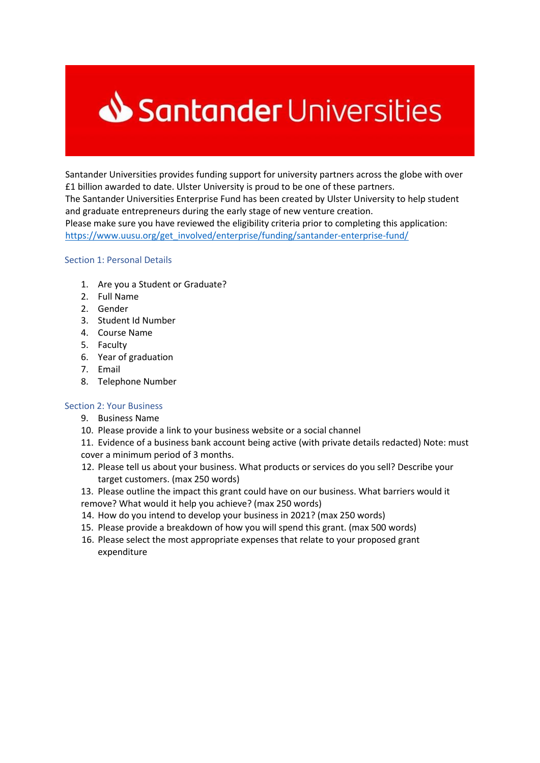# Santander Universities

Santander Universities provides funding support for university partners across the globe with over £1 billion awarded to date. Ulster University is proud to be one of these partners.
The Santander Universities Enterprise Fund has been created by Ulster University to help student and graduate entrepreneurs during the early stage of new venture creation.
Please make sure you have reviewed the eligibility criteria prior to completing this application:
https://www.uusu.org/get_involved/enterprise/funding/santander-enterprise-fund/

## Section 1: Personal Details

1. Are you a Student or Graduate?
2. Full Name
2. Gender
3. Student Id Number
4. Course Name
5. Faculty
6. Year of graduation
7. Email
8. Telephone Number

## Section 2: Your Business

9. Business Name
10. Please provide a link to your business website or a social channel
11. Evidence of a business bank account being active (with private details redacted) Note: must cover a minimum period of 3 months.
12. Please tell us about your business. What products or services do you sell? Describe your target customers. (max 250 words)
13. Please outline the impact this grant could have on our business. What barriers would it remove? What would it help you achieve? (max 250 words)
14. How do you intend to develop your business in 2021? (max 250 words)
15. Please provide a breakdown of how you will spend this grant. (max 500 words)
16. Please select the most appropriate expenses that relate to your proposed grant expenditure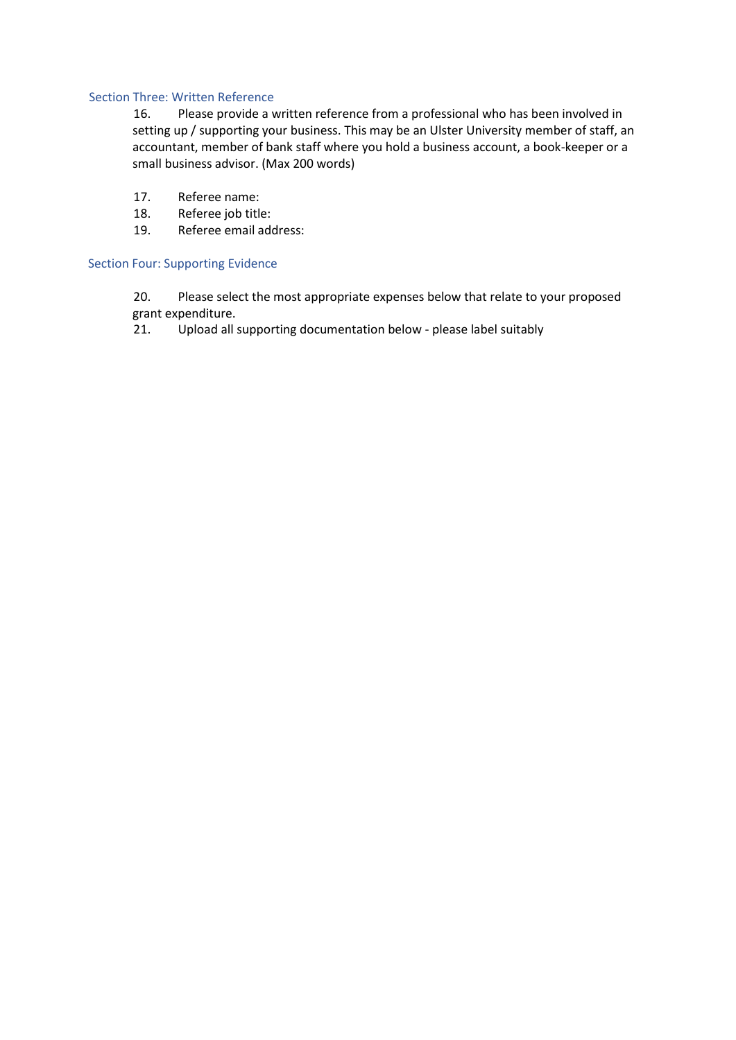## Section Three: Written Reference

16. Please provide a written reference from a professional who has been involved in setting up / supporting your business. This may be an Ulster University member of staff, an accountant, member of bank staff where you hold a business account, a book-keeper or a small business advisor. (Max 200 words)

17. Referee name:
18. Referee job title:
19. Referee email address:

## Section Four: Supporting Evidence

20. Please select the most appropriate expenses below that relate to your proposed grant expenditure.
21. Upload all supporting documentation below - please label suitably